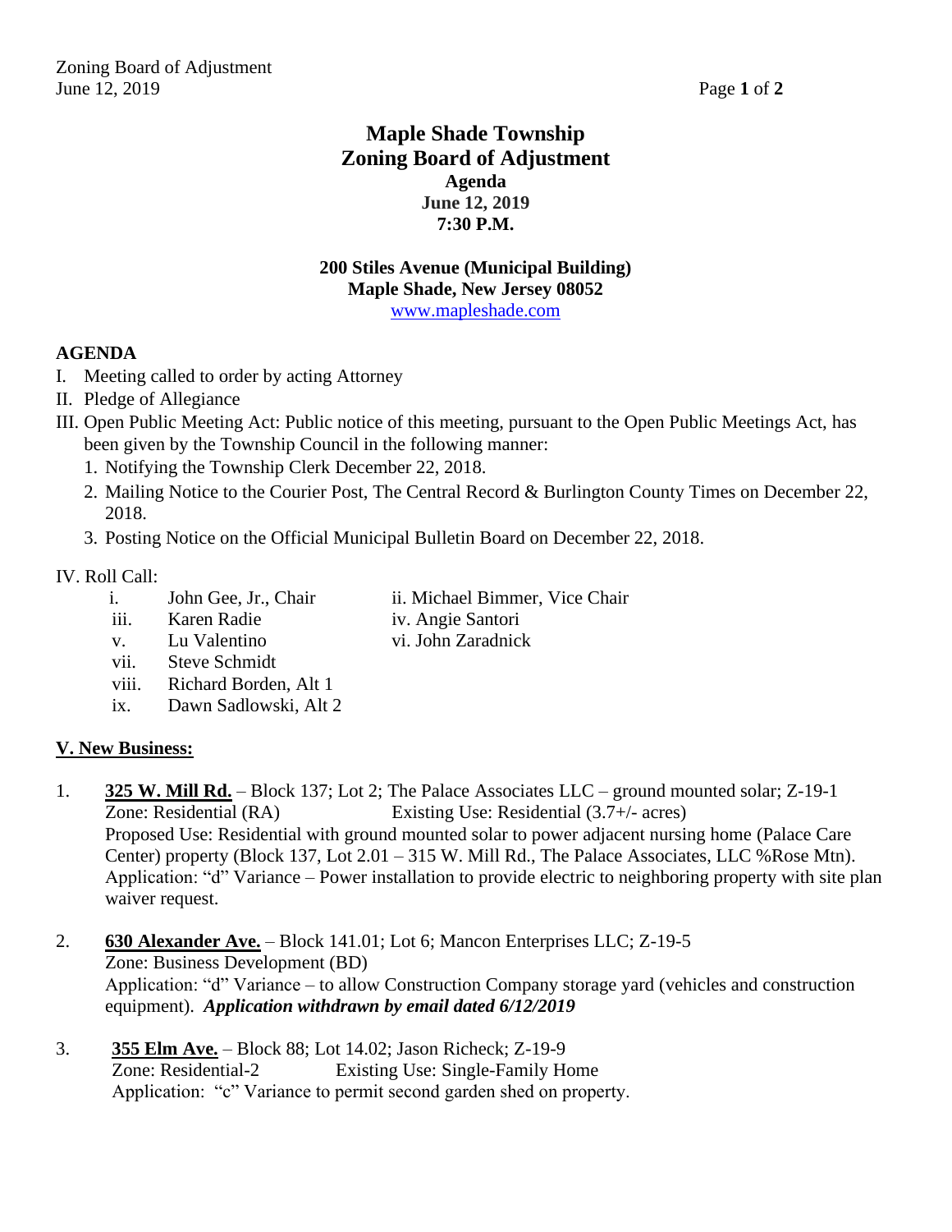# Maple Shade Township
# Zoning Board of Adjustment
### Agenda
### June 12, 2019
### 7:30 P.M.

**200 Stiles Avenue (Municipal Building)**
**Maple Shade, New Jersey 08052**
www.mapleshade.com

## AGENDA

I. Meeting called to order by acting Attorney

II. Pledge of Allegiance

III. Open Public Meeting Act: Public notice of this meeting, pursuant to the Open Public Meetings Act, has been given by the Township Council in the following manner:

1. Notifying the Township Clerk December 22, 2018.
2. Mailing Notice to the Courier Post, The Central Record & Burlington County Times on December 22, 2018.
3. Posting Notice on the Official Municipal Bulletin Board on December 22, 2018.

IV. Roll Call:

- i. John Gee, Jr., Chair
- ii. Michael Bimmer, Vice Chair
- iii. Karen Radie
- iv. Angie Santori
- v. Lu Valentino
- vi. John Zaradnick
- vii. Steve Schmidt
- viii. Richard Borden, Alt 1
- ix. Dawn Sadlowski, Alt 2

## V. New Business:

1. **325 W. Mill Rd.** – Block 137; Lot 2; The Palace Associates LLC – ground mounted solar; Z-19-1
   Zone: Residential (RA) Existing Use: Residential (3.7+/- acres)
   Proposed Use: Residential with ground mounted solar to power adjacent nursing home (Palace Care Center) property (Block 137, Lot 2.01 – 315 W. Mill Rd., The Palace Associates, LLC %Rose Mtn).
   Application: "d" Variance – Power installation to provide electric to neighboring property with site plan waiver request.

2. **630 Alexander Ave.** – Block 141.01; Lot 6; Mancon Enterprises LLC; Z-19-5
   Zone: Business Development (BD)
   Application: "d" Variance – to allow Construction Company storage yard (vehicles and construction equipment). ***Application withdrawn by email dated 6/12/2019***

3. **355 Elm Ave.** – Block 88; Lot 14.02; Jason Richeck; Z-19-9
   Zone: Residential-2 Existing Use: Single-Family Home
   Application: "c" Variance to permit second garden shed on property.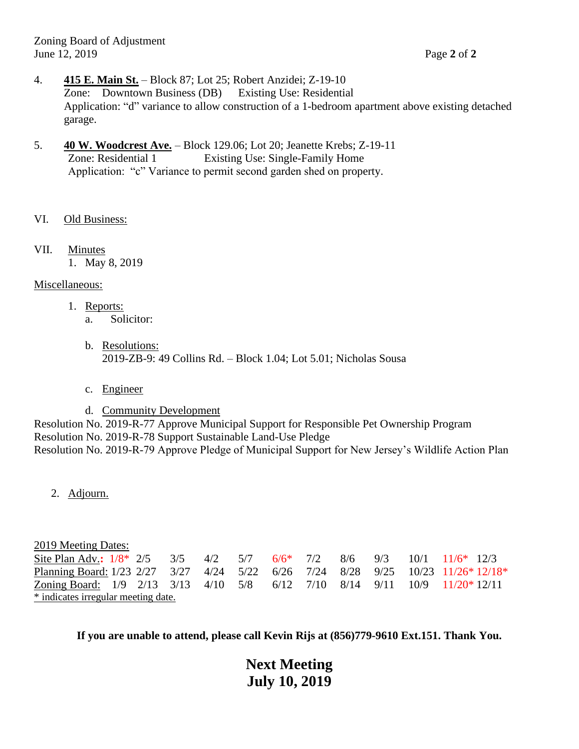4. **415 E. Main St.** – Block 87; Lot 25; Robert Anzidei; Z-19-10
   Zone: Downtown Business (DB) Existing Use: Residential
   Application: "d" variance to allow construction of a 1-bedroom apartment above existing detached garage.

5. **40 W. Woodcrest Ave.** – Block 129.06; Lot 20; Jeanette Krebs; Z-19-11
   Zone: Residential 1 Existing Use: Single-Family Home
   Application: "c" Variance to permit second garden shed on property.

VI. Old Business:

VII. Minutes
   1. May 8, 2019

Miscellaneous:

1. Reports:
   a. Solicitor:

   b. Resolutions:
   2019-ZB-9: 49 Collins Rd. – Block 1.04; Lot 5.01; Nicholas Sousa

   c. Engineer

   d. Community Development

Resolution No. 2019-R-77 Approve Municipal Support for Responsible Pet Ownership Program
Resolution No. 2019-R-78 Support Sustainable Land-Use Pledge
Resolution No. 2019-R-79 Approve Pledge of Municipal Support for New Jersey's Wildlife Action Plan

2. Adjourn.

2019 Meeting Dates:

| | | | | | | | | | | | | |
|---|---|---|---|---|---|---|---|---|---|---|---|---|
| Site Plan Adv.: | 1/8* | 2/5 | 3/5 | 4/2 | 5/7 | 6/6* | 7/2 | 8/6 | 9/3 | 10/1 | 11/6* | 12/3 |
| Planning Board: | 1/23 | 2/27 | 3/27 | 4/24 | 5/22 | 6/26 | 7/24 | 8/28 | 9/25 | 10/23 | 11/26* | 12/18* |
| Zoning Board: | 1/9 | 2/13 | 3/13 | 4/10 | 5/8 | 6/12 | 7/10 | 8/14 | 9/11 | 10/9 | 11/20* | 12/11 |

* indicates irregular meeting date.

**If you are unable to attend, please call Kevin Rijs at (856)779-9610 Ext.151. Thank You.**

**Next Meeting**
**July 10, 2019**